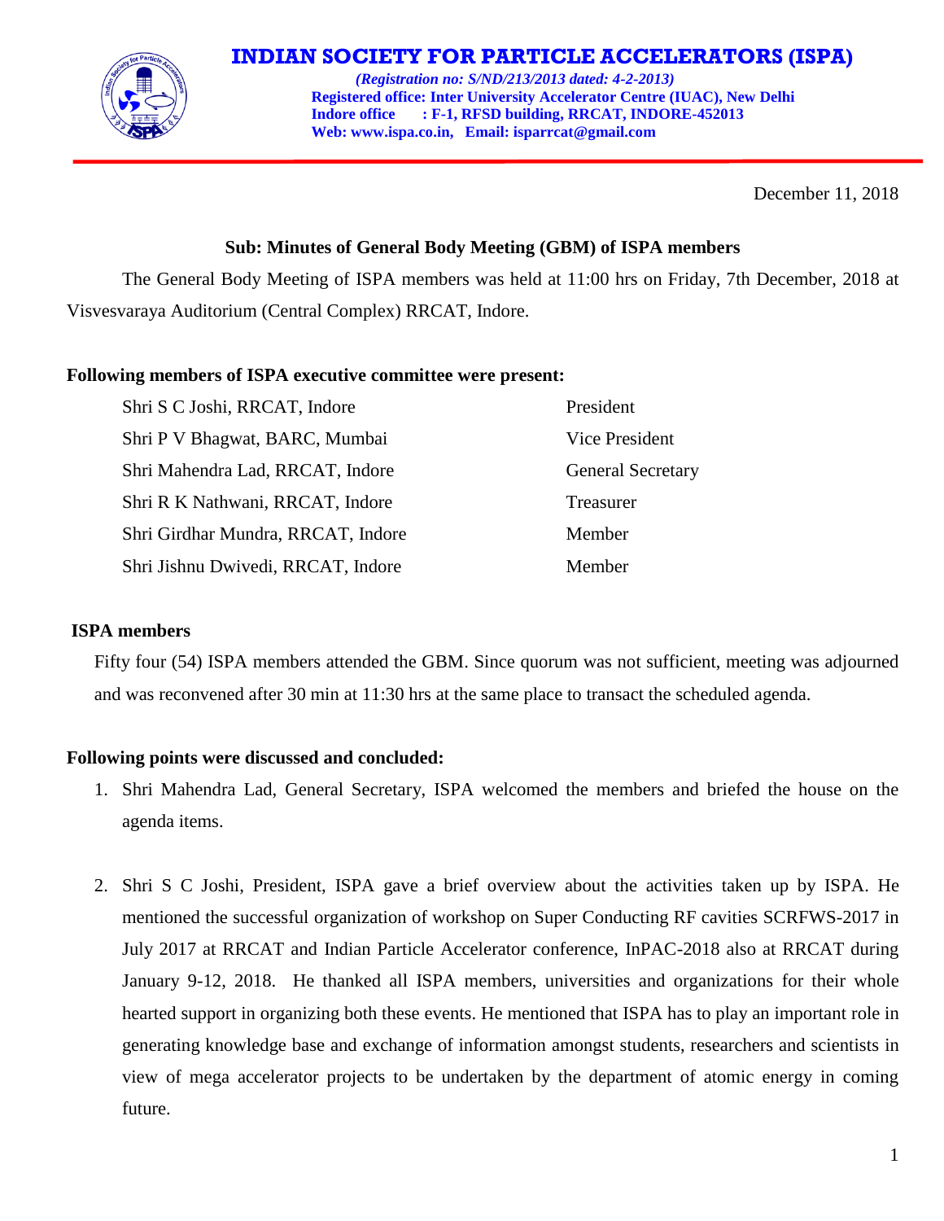# INDIAN SOCIETY FOR PARTICLE ACCELERATORS (ISPA)

***(Registration no: S/ND/213/2013 dated: 4-2-2013)***
**Registered office: Inter University Accelerator Centre (IUAC), New Delhi**
**Indore office : F-1, RFSD building, RRCAT, INDORE-452013**
**Web: www.ispa.co.in, Email: isparrcat@gmail.com**

December 11, 2018

**Sub: Minutes of General Body Meeting (GBM) of ISPA members**

The General Body Meeting of ISPA members was held at 11:00 hrs on Friday, 7th December, 2018 at Visvesvaraya Auditorium (Central Complex) RRCAT, Indore.

**Following members of ISPA executive committee were present:**

| | |
|---|---|
| Shri S C Joshi, RRCAT, Indore | President |
| Shri P V Bhagwat, BARC, Mumbai | Vice President |
| Shri Mahendra Lad, RRCAT, Indore | General Secretary |
| Shri R K Nathwani, RRCAT, Indore | Treasurer |
| Shri Girdhar Mundra, RRCAT, Indore | Member |
| Shri Jishnu Dwivedi, RRCAT, Indore | Member |

**ISPA members**

Fifty four (54) ISPA members attended the GBM. Since quorum was not sufficient, meeting was adjourned and was reconvened after 30 min at 11:30 hrs at the same place to transact the scheduled agenda.

**Following points were discussed and concluded:**

1. Shri Mahendra Lad, General Secretary, ISPA welcomed the members and briefed the house on the agenda items.

2. Shri S C Joshi, President, ISPA gave a brief overview about the activities taken up by ISPA. He mentioned the successful organization of workshop on Super Conducting RF cavities SCRFWS-2017 in July 2017 at RRCAT and Indian Particle Accelerator conference, InPAC-2018 also at RRCAT during January 9-12, 2018. He thanked all ISPA members, universities and organizations for their whole hearted support in organizing both these events. He mentioned that ISPA has to play an important role in generating knowledge base and exchange of information amongst students, researchers and scientists in view of mega accelerator projects to be undertaken by the department of atomic energy in coming future.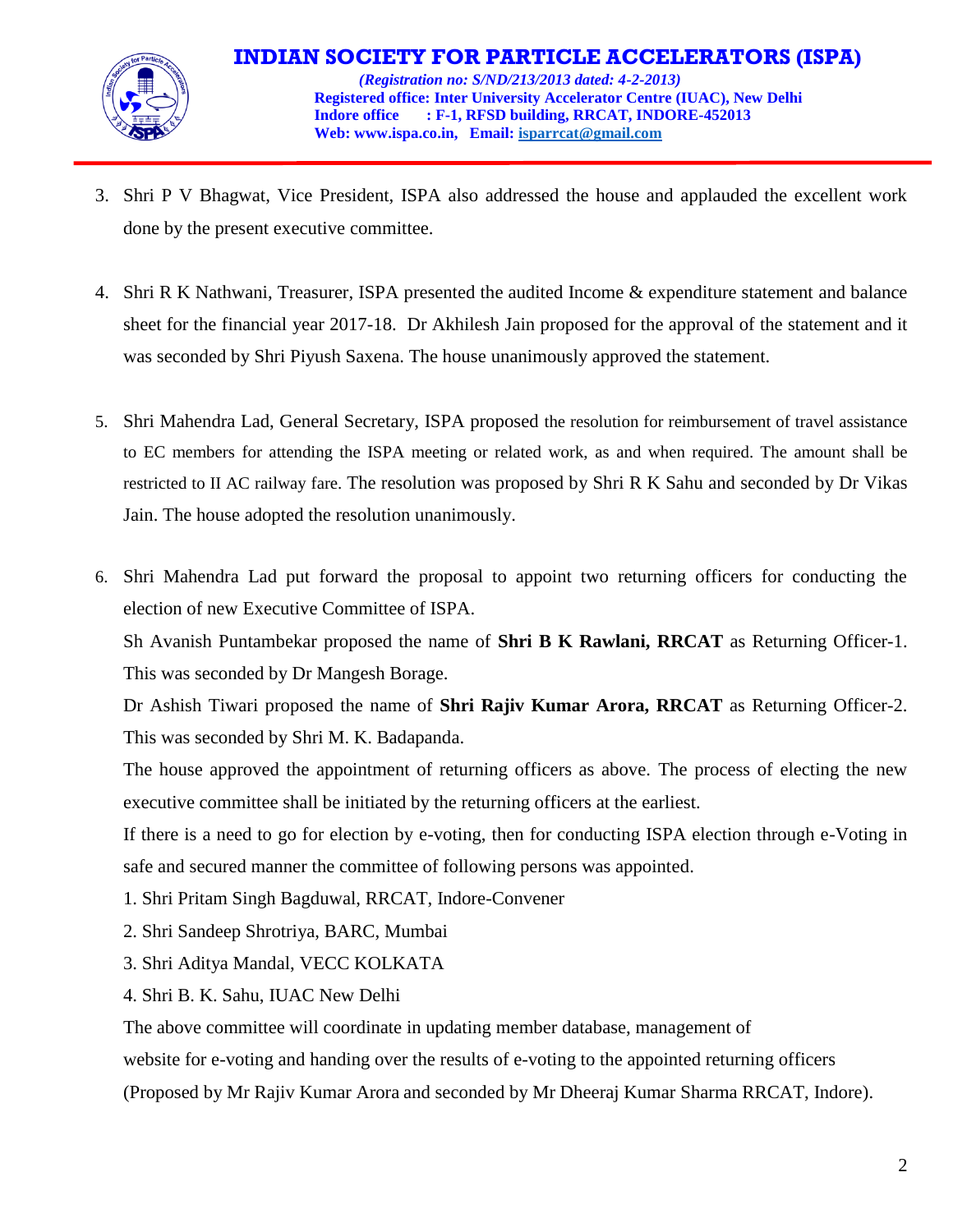3. Shri P V Bhagwat, Vice President, ISPA also addressed the house and applauded the excellent work done by the present executive committee.

4. Shri R K Nathwani, Treasurer, ISPA presented the audited Income & expenditure statement and balance sheet for the financial year 2017-18. Dr Akhilesh Jain proposed for the approval of the statement and it was seconded by Shri Piyush Saxena. The house unanimously approved the statement.

5. Shri Mahendra Lad, General Secretary, ISPA proposed the resolution for reimbursement of travel assistance to EC members for attending the ISPA meeting or related work, as and when required. The amount shall be restricted to II AC railway fare. The resolution was proposed by Shri R K Sahu and seconded by Dr Vikas Jain. The house adopted the resolution unanimously.

6. Shri Mahendra Lad put forward the proposal to appoint two returning officers for conducting the election of new Executive Committee of ISPA.

   Sh Avanish Puntambekar proposed the name of **Shri B K Rawlani, RRCAT** as Returning Officer-1. This was seconded by Dr Mangesh Borage.

   Dr Ashish Tiwari proposed the name of **Shri Rajiv Kumar Arora, RRCAT** as Returning Officer-2. This was seconded by Shri M. K. Badapanda.

   The house approved the appointment of returning officers as above. The process of electing the new executive committee shall be initiated by the returning officers at the earliest.

   If there is a need to go for election by e-voting, then for conducting ISPA election through e-Voting in safe and secured manner the committee of following persons was appointed.

   1. Shri Pritam Singh Bagduwal, RRCAT, Indore-Convener
   2. Shri Sandeep Shrotriya, BARC, Mumbai
   3. Shri Aditya Mandal, VECC KOLKATA
   4. Shri B. K. Sahu, IUAC New Delhi

   The above committee will coordinate in updating member database, management of website for e-voting and handing over the results of e-voting to the appointed returning officers (Proposed by Mr Rajiv Kumar Arora and seconded by Mr Dheeraj Kumar Sharma RRCAT, Indore).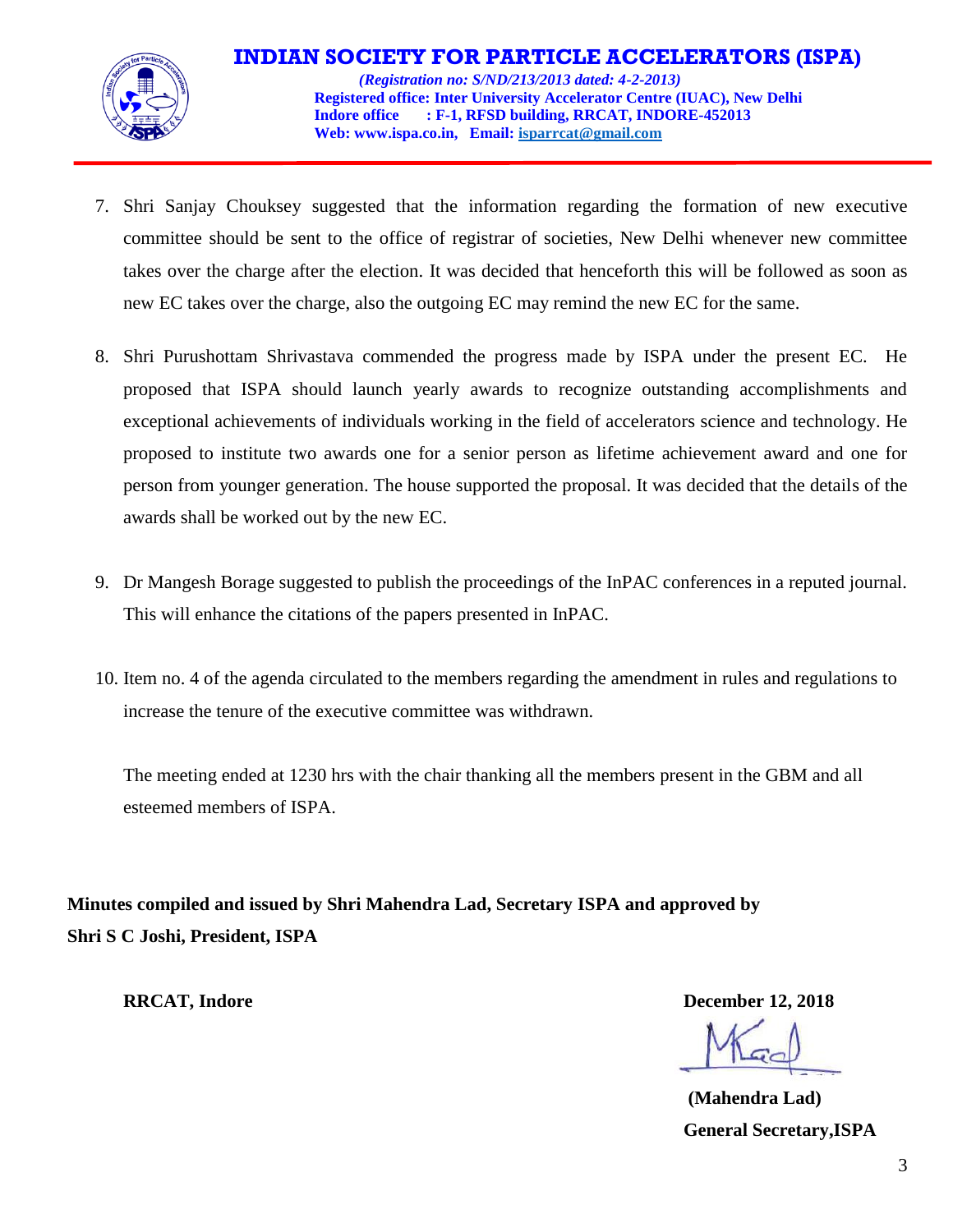7. Shri Sanjay Chouksey suggested that the information regarding the formation of new executive committee should be sent to the office of registrar of societies, New Delhi whenever new committee takes over the charge after the election. It was decided that henceforth this will be followed as soon as new EC takes over the charge, also the outgoing EC may remind the new EC for the same.

8. Shri Purushottam Shrivastava commended the progress made by ISPA under the present EC. He proposed that ISPA should launch yearly awards to recognize outstanding accomplishments and exceptional achievements of individuals working in the field of accelerators science and technology. He proposed to institute two awards one for a senior person as lifetime achievement award and one for person from younger generation. The house supported the proposal. It was decided that the details of the awards shall be worked out by the new EC.

9. Dr Mangesh Borage suggested to publish the proceedings of the InPAC conferences in a reputed journal. This will enhance the citations of the papers presented in InPAC.

10. Item no. 4 of the agenda circulated to the members regarding the amendment in rules and regulations to increase the tenure of the executive committee was withdrawn.

The meeting ended at 1230 hrs with the chair thanking all the members present in the GBM and all esteemed members of ISPA.

**Minutes compiled and issued by Shri Mahendra Lad, Secretary ISPA and approved by Shri S C Joshi, President, ISPA**

**RRCAT, Indore** **December 12, 2018**

**(Mahendra Lad)**
**General Secretary,ISPA**